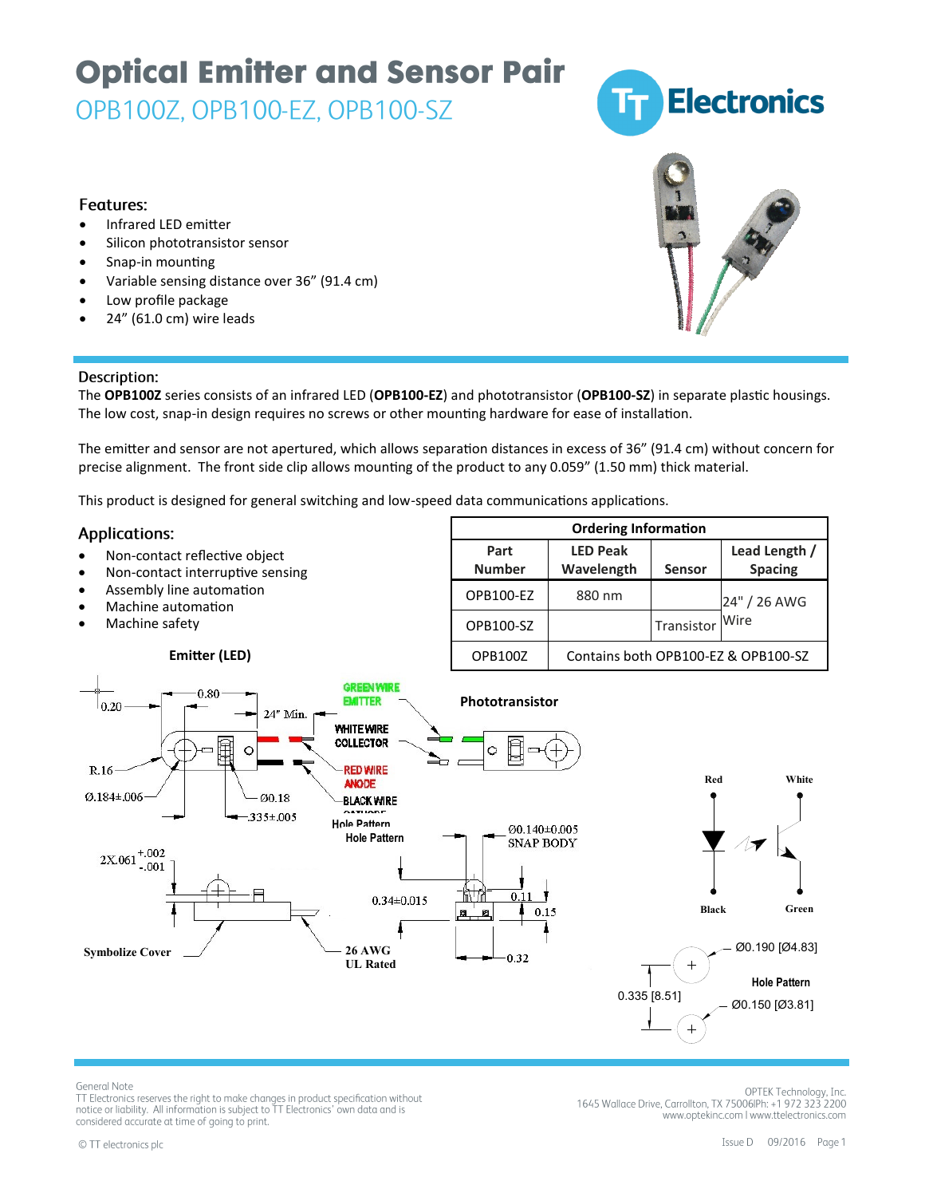# Optical Emitter and Sensor Pair

## OPB100Z, OPB100-EZ, OPB100-SZ

### Features:

- Infrared LED emitter
- Silicon phototransistor sensor
- Snap-in mounting
- Variable sensing distance over 36" (91.4 cm)
- Low profile package
- 24" (61.0 cm) wire leads

### Description:

The **OPB100Z** series consists of an infrared LED (**OPB100-EZ**) and phototransistor (**OPB100-SZ**) in separate plastic housings. The low cost, snap-in design requires no screws or other mounting hardware for ease of installation.

The emitter and sensor are not apertured, which allows separation distances in excess of 36" (91.4 cm) without concern for precise alignment. The front side clip allows mounting of the product to any 0.059" (1.50 mm) thick material.

This product is designed for general switching and low-speed data communications applications.

### Applications:

- Non-contact reflective object
- Non-contact interruptive sensing
- Assembly line automation
- Machine automation
- Machine safety

| Ordering Information | | | |
|---|---|---|---|
| **Part Number** | **LED Peak Wavelength** | **Sensor** | **Lead Length / Spacing** |
| OPB100-EZ | 880 nm | | 24" / 26 AWG Wire |
| OPB100-SZ | | Transistor | |
| OPB100Z | Contains both OPB100-EZ & OPB100-SZ | | |

**Emitter (LED)**

**Phototransistor**

0.20, 0.80, 24" Min., R.16, Ø.184±.006, Ø0.18, .335±.005, 2X.061 +.002/-.001, Symbolize Cover, 26 AWG UL Rated, 0.34±0.015, Ø0.140±0.005 SNAP BODY, 0.11, 0.15, 0.32

GREEN WIRE EMITTER, WHITE WIRE COLLECTOR, RED WIRE ANODE, BLACK WIRE CATHODE

Hole Pattern

Red, White, Black, Green

Ø0.190 [Ø4.83], 0.335 [8.51], Ø0.150 [Ø3.81], Hole Pattern

General Note
TT Electronics reserves the right to make changes in product specification without notice or liability. All information is subject to TT Electronics' own data and is considered accurate at time of going to print.

OPTEK Technology, Inc.
1645 Wallace Drive, Carrollton, TX 75006|Ph: +1 972 323 2200
www.optekinc.com | www.ttelectronics.com

© TT electronics plc

Issue D 09/2016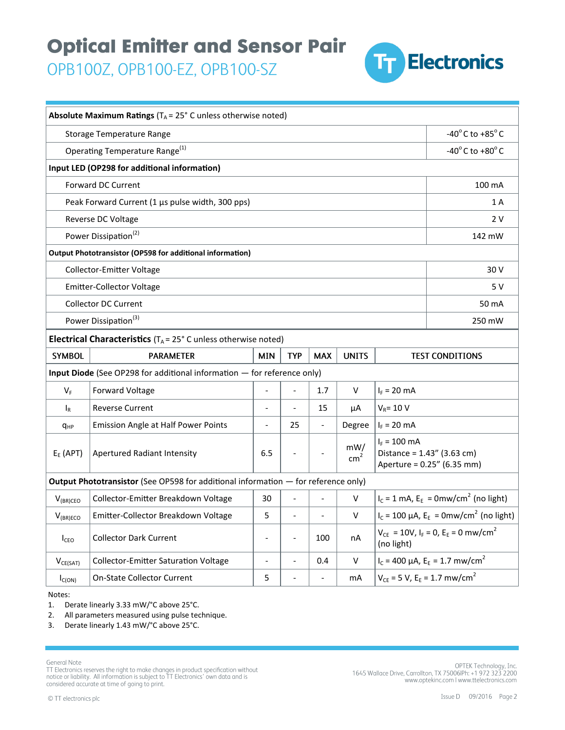# Optical Emitter and Sensor Pair

## OPB100Z, OPB100-EZ, OPB100-SZ

| **Absolute Maximum Ratings** ($T_A$ = 25° C unless otherwise noted) | |
|---|---|
| Storage Temperature Range | -40° C to +85° C |
| Operating Temperature Range[1] | -40° C to +80° C |
| **Input LED (OP298 for additional information)** | |
| Forward DC Current | 100 mA |
| Peak Forward Current (1 µs pulse width, 300 pps) | 1 A |
| Reverse DC Voltage | 2 V |
| Power Dissipation[2] | 142 mW |
| **Output Phototransistor (OP598 for additional information)** | |
| Collector-Emitter Voltage | 30 V |
| Emitter-Collector Voltage | 5 V |
| Collector DC Current | 50 mA |
| Power Dissipation[3] | 250 mW |

**Electrical Characteristics** ($T_A$ = 25° C unless otherwise noted)

| SYMBOL | PARAMETER | MIN | TYP | MAX | UNITS | TEST CONDITIONS |
|---|---|---|---|---|---|---|
| **Input Diode** (See OP298 for additional information — for reference only) | | | | | | |
| $V_F$ | Forward Voltage | - | - | 1.7 | V | $I_F$ = 20 mA |
| $I_R$ | Reverse Current | - | - | 15 | µA | $V_R$= 10 V |
| $q_{HP}$ | Emission Angle at Half Power Points | - | 25 | - | Degree | $I_F$ = 20 mA |
| $E_E$ (APT) | Apertured Radiant Intensity | 6.5 | - | - | mW/cm$^2$ | $I_F$ = 100 mA Distance = 1.43" (3.63 cm) Aperture = 0.25" (6.35 mm) |
| **Output Phototransistor** (See OP598 for additional information — for reference only) | | | | | | |
| $V_{(BR)CEO}$ | Collector-Emitter Breakdown Voltage | 30 | - | - | V | $I_C$ = 1 mA, $E_E$ = 0mw/cm$^2$ (no light) |
| $V_{(BR)ECO}$ | Emitter-Collector Breakdown Voltage | 5 | - | - | V | $I_C$ = 100 µA, $E_E$ = 0mw/cm$^2$ (no light) |
| $I_{CEO}$ | Collector Dark Current | - | - | 100 | nA | $V_{CE}$ = 10V, $I_F$ = 0, $E_E$ = 0 mw/cm$^2$ (no light) |
| $V_{CE(SAT)}$ | Collector-Emitter Saturation Voltage | - | - | 0.4 | V | $I_C$ = 400 µA, $E_E$ = 1.7 mw/cm$^2$ |
| $I_{C(ON)}$ | On-State Collector Current | 5 | - | - | mA | $V_{CE}$ = 5 V, $E_E$ = 1.7 mw/cm$^2$ |

Notes:

1. Derate linearly 3.33 mW/°C above 25°C.
2. All parameters measured using pulse technique.
3. Derate linearly 1.43 mW/°C above 25°C.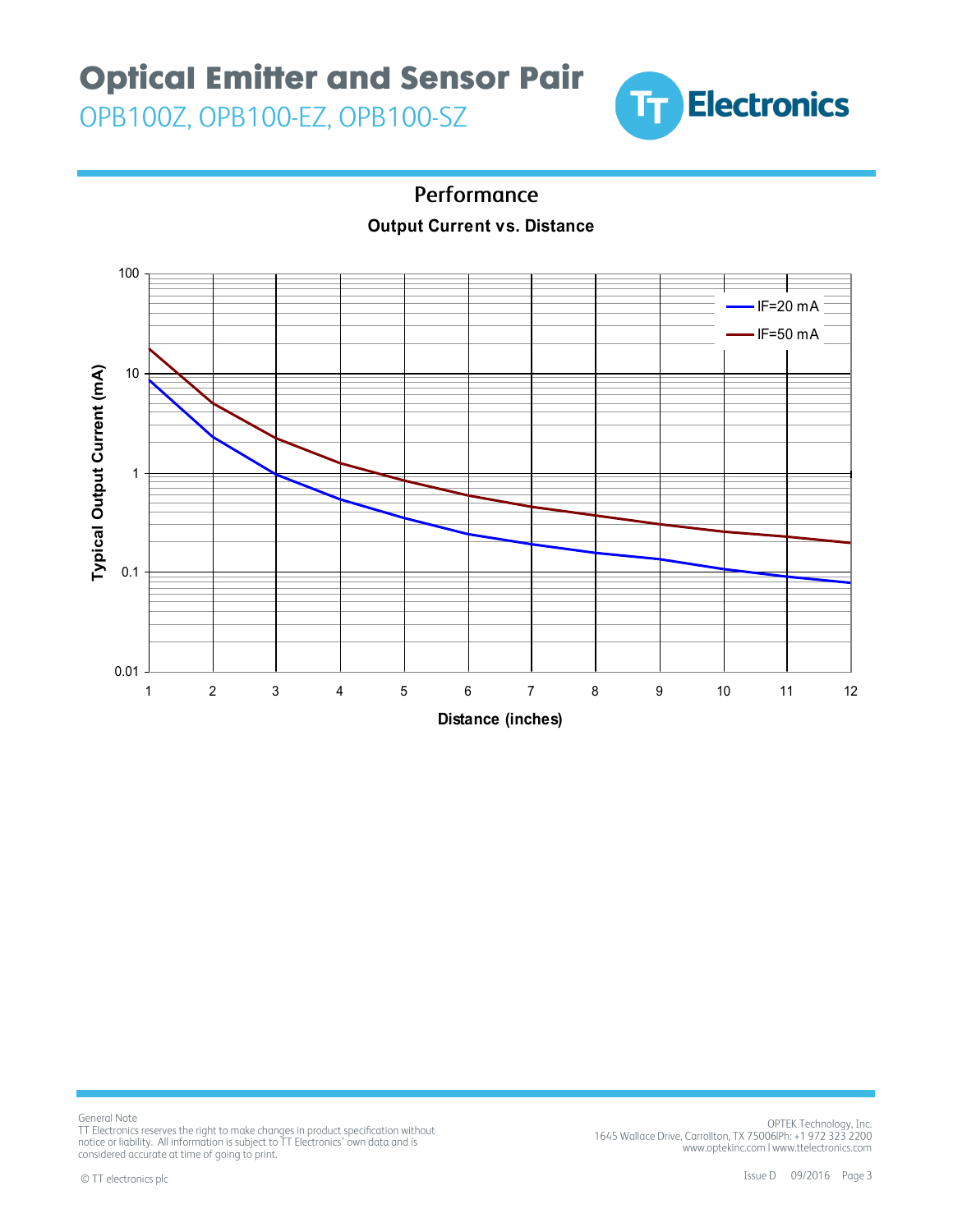## Performance

### Output Current vs. Distance

100
10
1
0.1
0.01

Typical Output Current (mA)

1 2 3 4 5 6 7 8 9 10 11 12

Distance (inches)

IF=20 mA
IF=50 mA